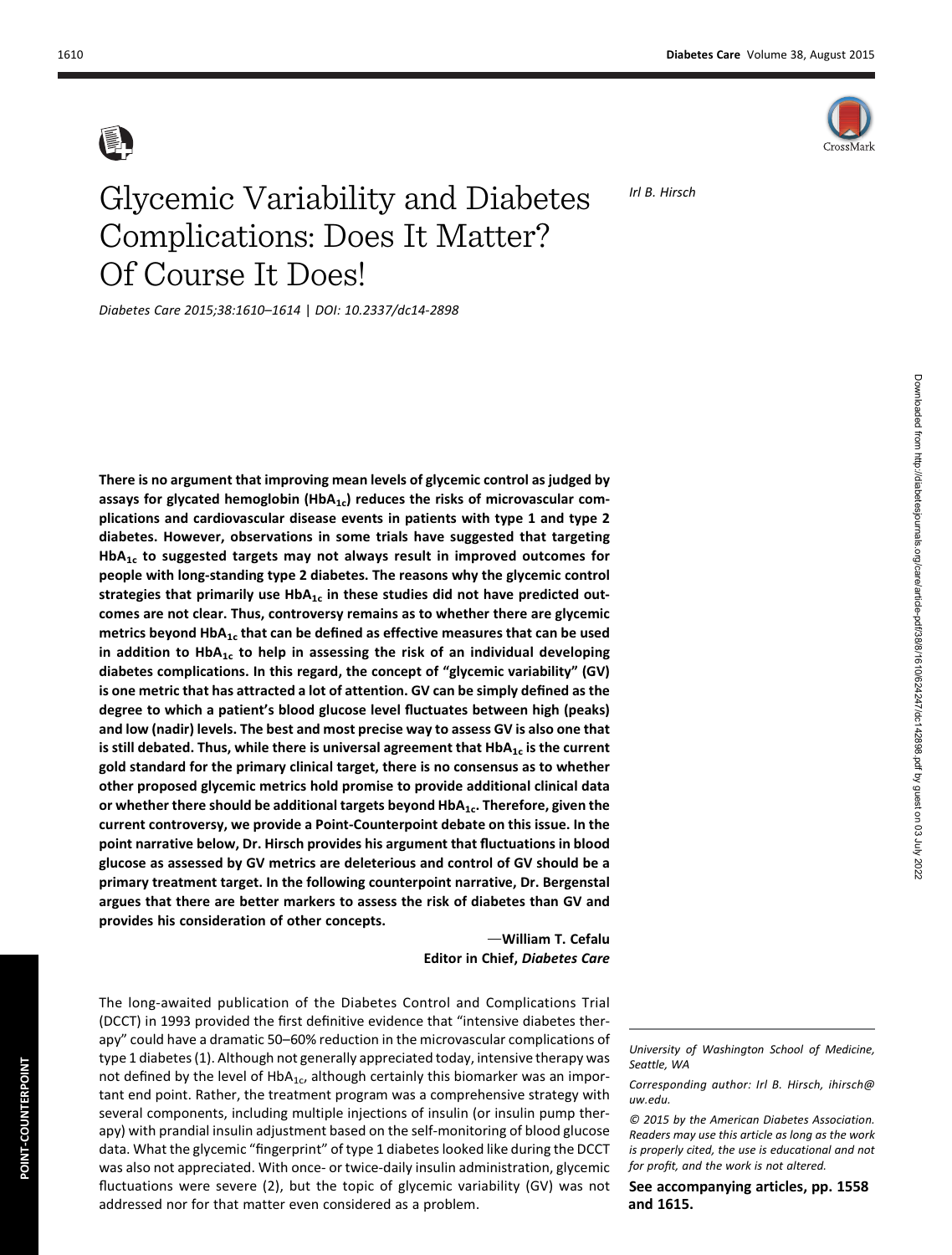# Glycemic Variability and Diabetes Complications: Does It Matter? Of Course It Does!

*Irl B. Hirsch*

*Diabetes Care 2015;38:1610–1614 | DOI: 10.2337/dc14-2898*

**There is no argument that improving mean levels of glycemic control as judged by assays for glycated hemoglobin ($HbA_{1c}$) reduces the risks of microvascular complications and cardiovascular disease events in patients with type 1 and type 2 diabetes. However, observations in some trials have suggested that targeting $HbA_{1c}$ to suggested targets may not always result in improved outcomes for people with long-standing type 2 diabetes. The reasons why the glycemic control strategies that primarily use $HbA_{1c}$ in these studies did not have predicted outcomes are not clear. Thus, controversy remains as to whether there are glycemic metrics beyond $HbA_{1c}$ that can be defined as effective measures that can be used in addition to $HbA_{1c}$ to help in assessing the risk of an individual developing diabetes complications. In this regard, the concept of "glycemic variability" (GV) is one metric that has attracted a lot of attention. GV can be simply defined as the degree to which a patient's blood glucose level fluctuates between high (peaks) and low (nadir) levels. The best and most precise way to assess GV is also one that is still debated. Thus, while there is universal agreement that $HbA_{1c}$ is the current gold standard for the primary clinical target, there is no consensus as to whether other proposed glycemic metrics hold promise to provide additional clinical data or whether there should be additional targets beyond $HbA_{1c}$. Therefore, given the current controversy, we provide a Point-Counterpoint debate on this issue. In the point narrative below, Dr. Hirsch provides his argument that fluctuations in blood glucose as assessed by GV metrics are deleterious and control of GV should be a primary treatment target. In the following counterpoint narrative, Dr. Bergenstal argues that there are better markers to assess the risk of diabetes than GV and provides his consideration of other concepts.**

—**William T. Cefalu**
**Editor in Chief, *Diabetes Care***

The long-awaited publication of the Diabetes Control and Complications Trial (DCCT) in 1993 provided the first definitive evidence that "intensive diabetes therapy" could have a dramatic 50–60% reduction in the microvascular complications of type 1 diabetes (1). Although not generally appreciated today, intensive therapy was not defined by the level of $HbA_{1c}$, although certainly this biomarker was an important end point. Rather, the treatment program was a comprehensive strategy with several components, including multiple injections of insulin (or insulin pump therapy) with prandial insulin adjustment based on the self-monitoring of blood glucose data. What the glycemic "fingerprint" of type 1 diabetes looked like during the DCCT was also not appreciated. With once- or twice-daily insulin administration, glycemic fluctuations were severe (2), but the topic of glycemic variability (GV) was not addressed nor for that matter even considered as a problem.

*University of Washington School of Medicine, Seattle, WA*

*Corresponding author: Irl B. Hirsch, ihirsch@uw.edu.*

*© 2015 by the American Diabetes Association. Readers may use this article as long as the work is properly cited, the use is educational and not for profit, and the work is not altered.*

**See accompanying articles, pp. 1558 and 1615.**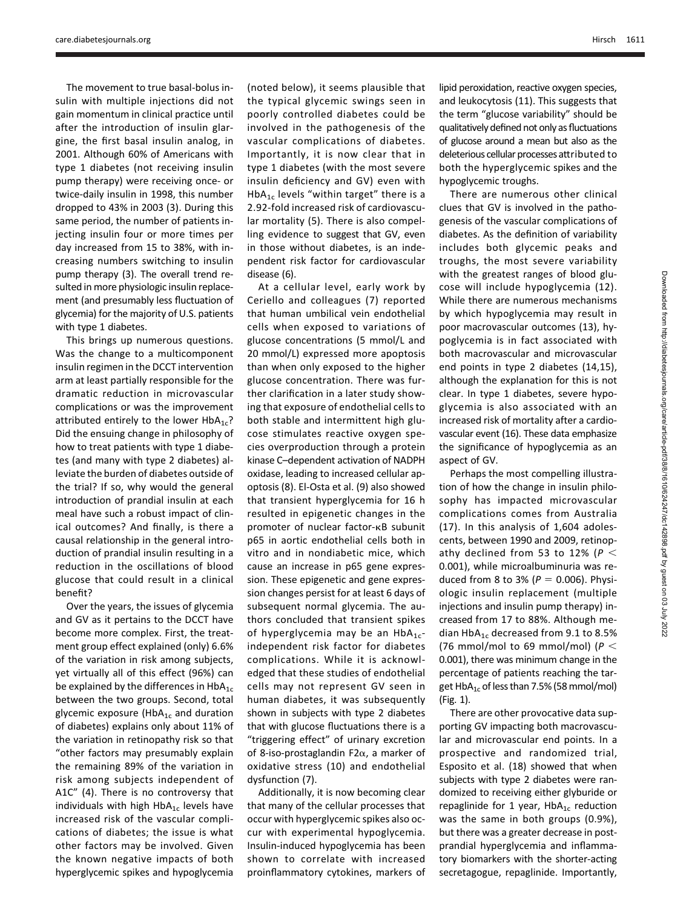The movement to true basal-bolus insulin with multiple injections did not gain momentum in clinical practice until after the introduction of insulin glargine, the first basal insulin analog, in 2001. Although 60% of Americans with type 1 diabetes (not receiving insulin pump therapy) were receiving once- or twice-daily insulin in 1998, this number dropped to 43% in 2003 (3). During this same period, the number of patients injecting insulin four or more times per day increased from 15 to 38%, with increasing numbers switching to insulin pump therapy (3). The overall trend resulted in more physiologic insulin replacement (and presumably less fluctuation of glycemia) for the majority of U.S. patients with type 1 diabetes.

This brings up numerous questions. Was the change to a multicomponent insulin regimen in the DCCT intervention arm at least partially responsible for the dramatic reduction in microvascular complications or was the improvement attributed entirely to the lower $HbA_{1c}$? Did the ensuing change in philosophy of how to treat patients with type 1 diabetes (and many with type 2 diabetes) alleviate the burden of diabetes outside of the trial? If so, why would the general introduction of prandial insulin at each meal have such a robust impact of clinical outcomes? And finally, is there a causal relationship in the general introduction of prandial insulin resulting in a reduction in the oscillations of blood glucose that could result in a clinical benefit?

Over the years, the issues of glycemia and GV as it pertains to the DCCT have become more complex. First, the treatment group effect explained (only) 6.6% of the variation in risk among subjects, yet virtually all of this effect (96%) can be explained by the differences in $HbA_{1c}$ between the two groups. Second, total glycemic exposure ($HbA_{1c}$ and duration of diabetes) explains only about 11% of the variation in retinopathy risk so that "other factors may presumably explain the remaining 89% of the variation in risk among subjects independent of A1C" (4). There is no controversy that individuals with high $HbA_{1c}$ levels have increased risk of the vascular complications of diabetes; the issue is what other factors may be involved. Given the known negative impacts of both hyperglycemic spikes and hypoglycemia (noted below), it seems plausible that the typical glycemic swings seen in poorly controlled diabetes could be involved in the pathogenesis of the vascular complications of diabetes. Importantly, it is now clear that in type 1 diabetes (with the most severe insulin deficiency and GV) even with $HbA_{1c}$ levels "within target" there is a 2.92-fold increased risk of cardiovascular mortality (5). There is also compelling evidence to suggest that GV, even in those without diabetes, is an independent risk factor for cardiovascular disease (6).

At a cellular level, early work by Ceriello and colleagues (7) reported that human umbilical vein endothelial cells when exposed to variations of glucose concentrations (5 mmol/L and 20 mmol/L) expressed more apoptosis than when only exposed to the higher glucose concentration. There was further clarification in a later study showing that exposure of endothelial cells to both stable and intermittent high glucose stimulates reactive oxygen species overproduction through a protein kinase C–dependent activation of NADPH oxidase, leading to increased cellular apoptosis (8). El-Osta et al. (9) also showed that transient hyperglycemia for 16 h resulted in epigenetic changes in the promoter of nuclear factor-κB subunit p65 in aortic endothelial cells both in vitro and in nondiabetic mice, which cause an increase in p65 gene expression. These epigenetic and gene expression changes persist for at least 6 days of subsequent normal glycemia. The authors concluded that transient spikes of hyperglycemia may be an $HbA_{1c}$-independent risk factor for diabetes complications. While it is acknowledged that these studies of endothelial cells may not represent GV seen in human diabetes, it was subsequently shown in subjects with type 2 diabetes that with glucose fluctuations there is a "triggering effect" of urinary excretion of 8-iso-prostaglandin F2α, a marker of oxidative stress (10) and endothelial dysfunction (7).

Additionally, it is now becoming clear that many of the cellular processes that occur with hyperglycemic spikes also occur with experimental hypoglycemia. Insulin-induced hypoglycemia has been shown to correlate with increased proinflammatory cytokines, markers of lipid peroxidation, reactive oxygen species, and leukocytosis (11). This suggests that the term "glucose variability" should be qualitatively defined not only as fluctuations of glucose around a mean but also as the deleterious cellular processes attributed to both the hyperglycemic spikes and the hypoglycemic troughs.

There are numerous other clinical clues that GV is involved in the pathogenesis of the vascular complications of diabetes. As the definition of variability includes both glycemic peaks and troughs, the most severe variability with the greatest ranges of blood glucose will include hypoglycemia (12). While there are numerous mechanisms by which hypoglycemia may result in poor macrovascular outcomes (13), hypoglycemia is in fact associated with both macrovascular and microvascular end points in type 2 diabetes (14,15), although the explanation for this is not clear. In type 1 diabetes, severe hypoglycemia is also associated with an increased risk of mortality after a cardiovascular event (16). These data emphasize the significance of hypoglycemia as an aspect of GV.

Perhaps the most compelling illustration of how the change in insulin philosophy has impacted microvascular complications comes from Australia (17). In this analysis of 1,604 adolescents, between 1990 and 2009, retinopathy declined from 53 to 12% ($P < 0.001$), while microalbuminuria was reduced from 8 to 3% ($P = 0.006$). Physiologic insulin replacement (multiple injections and insulin pump therapy) increased from 17 to 88%. Although median $HbA_{1c}$ decreased from 9.1 to 8.5% (76 mmol/mol to 69 mmol/mol) ($P < 0.001$), there was minimum change in the percentage of patients reaching the target $HbA_{1c}$ of less than 7.5% (58 mmol/mol) (Fig. 1).

There are other provocative data supporting GV impacting both macrovascular and microvascular end points. In a prospective and randomized trial, Esposito et al. (18) showed that when subjects with type 2 diabetes were randomized to receiving either glyburide or repaglinide for 1 year, $HbA_{1c}$ reduction was the same in both groups (0.9%), but there was a greater decrease in postprandial hyperglycemia and inflammatory biomarkers with the shorter-acting secretagogue, repaglinide. Importantly,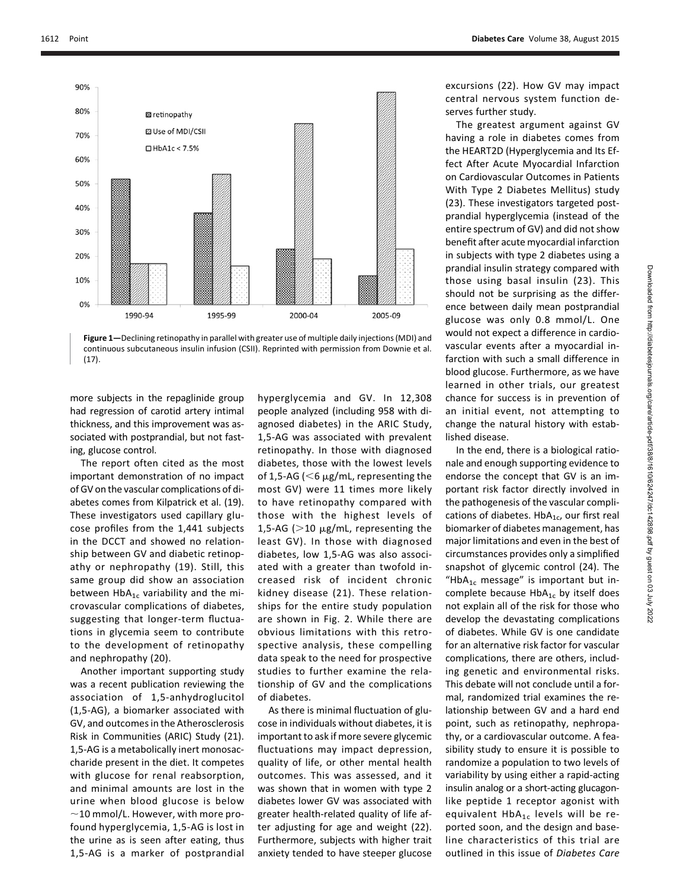**Figure 1**—Declining retinopathy in parallel with greater use of multiple daily injections (MDI) and continuous subcutaneous insulin infusion (CSII). Reprinted with permission from Downie et al. (17).

more subjects in the repaglinide group had regression of carotid artery intimal thickness, and this improvement was associated with postprandial, but not fasting, glucose control.

The report often cited as the most important demonstration of no impact of GV on the vascular complications of diabetes comes from Kilpatrick et al. (19). These investigators used capillary glucose profiles from the 1,441 subjects in the DCCT and showed no relationship between GV and diabetic retinopathy or nephropathy (19). Still, this same group did show an association between $HbA_{1c}$ variability and the microvascular complications of diabetes, suggesting that longer-term fluctuations in glycemia seem to contribute to the development of retinopathy and nephropathy (20).

Another important supporting study was a recent publication reviewing the association of 1,5-anhydroglucitol (1,5-AG), a biomarker associated with GV, and outcomes in the Atherosclerosis Risk in Communities (ARIC) Study (21). 1,5-AG is a metabolically inert monosaccharide present in the diet. It competes with glucose for renal reabsorption, and minimal amounts are lost in the urine when blood glucose is below ~10 mmol/L. However, with more profound hyperglycemia, 1,5-AG is lost in the urine as is seen after eating, thus 1,5-AG is a marker of postprandial hyperglycemia and GV. In 12,308 people analyzed (including 958 with diagnosed diabetes) in the ARIC Study, 1,5-AG was associated with prevalent retinopathy. In those with diagnosed diabetes, those with the lowest levels of 1,5-AG ($<$6 μg/mL, representing the most GV) were 11 times more likely to have retinopathy compared with those with the highest levels of 1,5-AG ($>$10 μg/mL, representing the least GV). In those with diagnosed diabetes, low 1,5-AG was also associated with a greater than twofold increased risk of incident chronic kidney disease (21). These relationships for the entire study population are shown in Fig. 2. While there are obvious limitations with this retrospective analysis, these compelling data speak to the need for prospective studies to further examine the relationship of GV and the complications of diabetes.

As there is minimal fluctuation of glucose in individuals without diabetes, it is important to ask if more severe glycemic fluctuations may impact depression, quality of life, or other mental health outcomes. This was assessed, and it was shown that in women with type 2 diabetes lower GV was associated with greater health-related quality of life after adjusting for age and weight (22). Furthermore, subjects with higher trait anxiety tended to have steeper glucose excursions (22). How GV may impact central nervous system function deserves further study.

The greatest argument against GV having a role in diabetes comes from the HEART2D (Hyperglycemia and Its Effect After Acute Myocardial Infarction on Cardiovascular Outcomes in Patients With Type 2 Diabetes Mellitus) study (23). These investigators targeted postprandial hyperglycemia (instead of the entire spectrum of GV) and did not show benefit after acute myocardial infarction in subjects with type 2 diabetes using a prandial insulin strategy compared with those using basal insulin (23). This should not be surprising as the difference between daily mean postprandial glucose was only 0.8 mmol/L. One would not expect a difference in cardiovascular events after a myocardial infarction with such a small difference in blood glucose. Furthermore, as we have learned in other trials, our greatest chance for success is in prevention of an initial event, not attempting to change the natural history with established disease.

In the end, there is a biological rationale and enough supporting evidence to endorse the concept that GV is an important risk factor directly involved in the pathogenesis of the vascular complications of diabetes. $HbA_{1c}$, our first real biomarker of diabetes management, has major limitations and even in the best of circumstances provides only a simplified snapshot of glycemic control (24). The "$HbA_{1c}$ message" is important but incomplete because $HbA_{1c}$ by itself does not explain all of the risk for those who develop the devastating complications of diabetes. While GV is one candidate for an alternative risk factor for vascular complications, there are others, including genetic and environmental risks. This debate will not conclude until a formal, randomized trial examines the relationship between GV and a hard end point, such as retinopathy, nephropathy, or a cardiovascular outcome. A feasibility study to ensure it is possible to randomize a population to two levels of variability by using either a rapid-acting insulin analog or a short-acting glucagon-like peptide 1 receptor agonist with equivalent $HbA_{1c}$ levels will be reported soon, and the design and baseline characteristics of this trial are outlined in this issue of *Diabetes Care*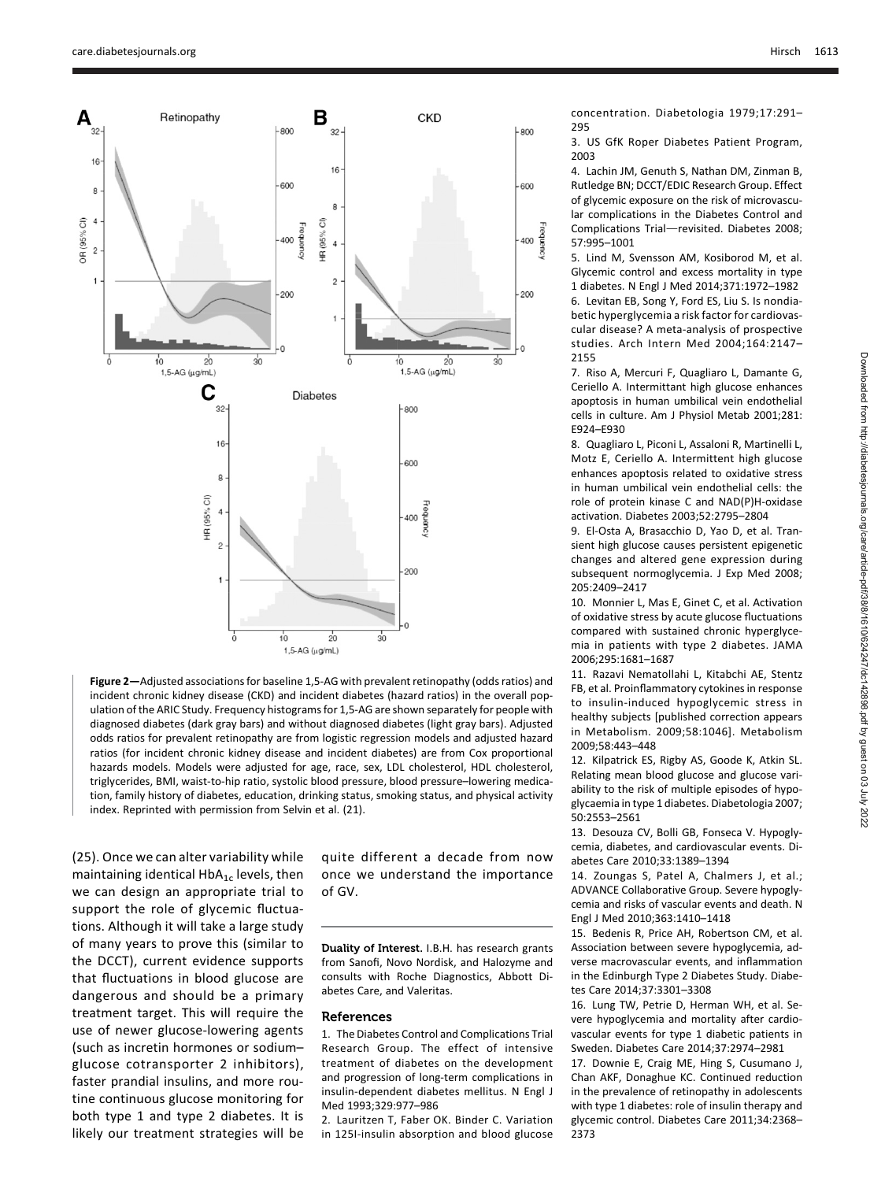**Figure 2**—Adjusted associations for baseline 1,5-AG with prevalent retinopathy (odds ratios) and incident chronic kidney disease (CKD) and incident diabetes (hazard ratios) in the overall population of the ARIC Study. Frequency histograms for 1,5-AG are shown separately for people with diagnosed diabetes (dark gray bars) and without diagnosed diabetes (light gray bars). Adjusted odds ratios for prevalent retinopathy are from logistic regression models and adjusted hazard ratios (for incident chronic kidney disease and incident diabetes) are from Cox proportional hazards models. Models were adjusted for age, race, sex, LDL cholesterol, HDL cholesterol, triglycerides, BMI, waist-to-hip ratio, systolic blood pressure, blood pressure–lowering medication, family history of diabetes, education, drinking status, smoking status, and physical activity index. Reprinted with permission from Selvin et al. (21).

(25). Once we can alter variability while maintaining identical $HbA_{1c}$ levels, then we can design an appropriate trial to support the role of glycemic fluctuations. Although it will take a large study of many years to prove this (similar to the DCCT), current evidence supports that fluctuations in blood glucose are dangerous and should be a primary treatment target. This will require the use of newer glucose-lowering agents (such as incretin hormones or sodium–glucose cotransporter 2 inhibitors), faster prandial insulins, and more routine continuous glucose monitoring for both type 1 and type 2 diabetes. It is likely our treatment strategies will be quite different a decade from now once we understand the importance of GV.

**Duality of Interest.** I.B.H. has research grants from Sanofi, Novo Nordisk, and Halozyme and consults with Roche Diagnostics, Abbott Diabetes Care, and Valeritas.

## References

1. The Diabetes Control and Complications Trial Research Group. The effect of intensive treatment of diabetes on the development and progression of long-term complications in insulin-dependent diabetes mellitus. N Engl J Med 1993;329:977–986
2. Lauritzen T, Faber OK. Binder C. Variation in 125I-insulin absorption and blood glucose concentration. Diabetologia 1979;17:291–295
3. US GfK Roper Diabetes Patient Program, 2003
4. Lachin JM, Genuth S, Nathan DM, Zinman B, Rutledge BN; DCCT/EDIC Research Group. Effect of glycemic exposure on the risk of microvascular complications in the Diabetes Control and Complications Trial—revisited. Diabetes 2008; 57:995–1001
5. Lind M, Svensson AM, Kosiborod M, et al. Glycemic control and excess mortality in type 1 diabetes. N Engl J Med 2014;371:1972–1982
6. Levitan EB, Song Y, Ford ES, Liu S. Is nondiabetic hyperglycemia a risk factor for cardiovascular disease? A meta-analysis of prospective studies. Arch Intern Med 2004;164:2147–2155
7. Riso A, Mercuri F, Quagliaro L, Damante G, Ceriello A. Intermittant high glucose enhances apoptosis in human umbilical vein endothelial cells in culture. Am J Physiol Metab 2001;281: E924–E930
8. Quagliaro L, Piconi L, Assaloni R, Martinelli L, Motz E, Ceriello A. Intermittent high glucose enhances apoptosis related to oxidative stress in human umbilical vein endothelial cells: the role of protein kinase C and NAD(P)H-oxidase activation. Diabetes 2003;52:2795–2804
9. El-Osta A, Brasacchio D, Yao D, et al. Transient high glucose causes persistent epigenetic changes and altered gene expression during subsequent normoglycemia. J Exp Med 2008; 205:2409–2417
10. Monnier L, Mas E, Ginet C, et al. Activation of oxidative stress by acute glucose fluctuations compared with sustained chronic hyperglycemia in patients with type 2 diabetes. JAMA 2006;295:1681–1687
11. Razavi Nematollahi L, Kitabchi AE, Stentz FB, et al. Proinflammatory cytokines in response to insulin-induced hypoglycemic stress in healthy subjects [published correction appears in Metabolism. 2009;58:1046]. Metabolism 2009;58:443–448
12. Kilpatrick ES, Rigby AS, Goode K, Atkin SL. Relating mean blood glucose and glucose variability to the risk of multiple episodes of hypoglycaemia in type 1 diabetes. Diabetologia 2007; 50:2553–2561
13. Desouza CV, Bolli GB, Fonseca V. Hypoglycemia, diabetes, and cardiovascular events. Diabetes Care 2010;33:1389–1394
14. Zoungas S, Patel A, Chalmers J, et al.; ADVANCE Collaborative Group. Severe hypoglycemia and risks of vascular events and death. N Engl J Med 2010;363:1410–1418
15. Bedenis R, Price AH, Robertson CM, et al. Association between severe hypoglycemia, adverse macrovascular events, and inflammation in the Edinburgh Type 2 Diabetes Study. Diabetes Care 2014;37:3301–3308
16. Lung TW, Petrie D, Herman WH, et al. Severe hypoglycemia and mortality after cardiovascular events for type 1 diabetic patients in Sweden. Diabetes Care 2014;37:2974–2981
17. Downie E, Craig ME, Hing S, Cusumano J, Chan AKF, Donaghue KC. Continued reduction in the prevalence of retinopathy in adolescents with type 1 diabetes: role of insulin therapy and glycemic control. Diabetes Care 2011;34:2368–2373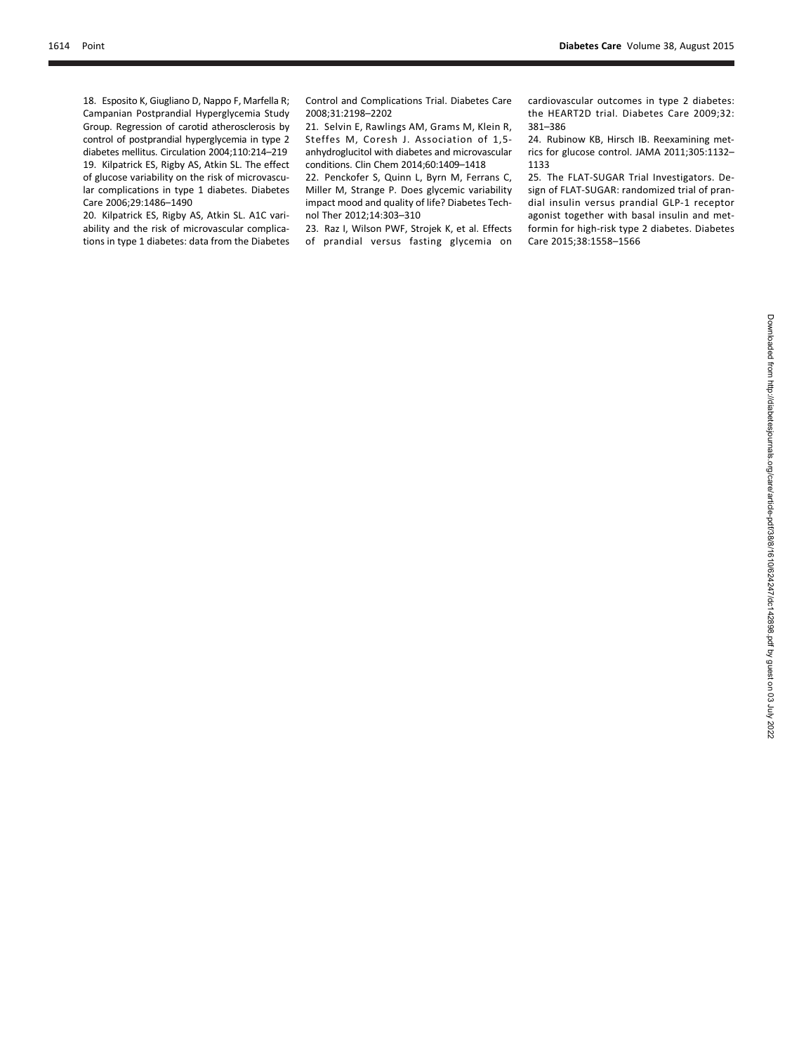18. Esposito K, Giugliano D, Nappo F, Marfella R; Campanian Postprandial Hyperglycemia Study Group. Regression of carotid atherosclerosis by control of postprandial hyperglycemia in type 2 diabetes mellitus. Circulation 2004;110:214–219

19. Kilpatrick ES, Rigby AS, Atkin SL. The effect of glucose variability on the risk of microvascular complications in type 1 diabetes. Diabetes Care 2006;29:1486–1490

20. Kilpatrick ES, Rigby AS, Atkin SL. A1C variability and the risk of microvascular complications in type 1 diabetes: data from the Diabetes Control and Complications Trial. Diabetes Care 2008;31:2198–2202

21. Selvin E, Rawlings AM, Grams M, Klein R, Steffes M, Coresh J. Association of 1,5-anhydroglucitol with diabetes and microvascular conditions. Clin Chem 2014;60:1409–1418

22. Penckofer S, Quinn L, Byrn M, Ferrans C, Miller M, Strange P. Does glycemic variability impact mood and quality of life? Diabetes Technol Ther 2012;14:303–310

23. Raz I, Wilson PWF, Strojek K, et al. Effects of prandial versus fasting glycemia on cardiovascular outcomes in type 2 diabetes: the HEART2D trial. Diabetes Care 2009;32:381–386

24. Rubinow KB, Hirsch IB. Reexamining metrics for glucose control. JAMA 2011;305:1132–1133

25. The FLAT-SUGAR Trial Investigators. Design of FLAT-SUGAR: randomized trial of prandial insulin versus prandial GLP-1 receptor agonist together with basal insulin and metformin for high-risk type 2 diabetes. Diabetes Care 2015;38:1558–1566